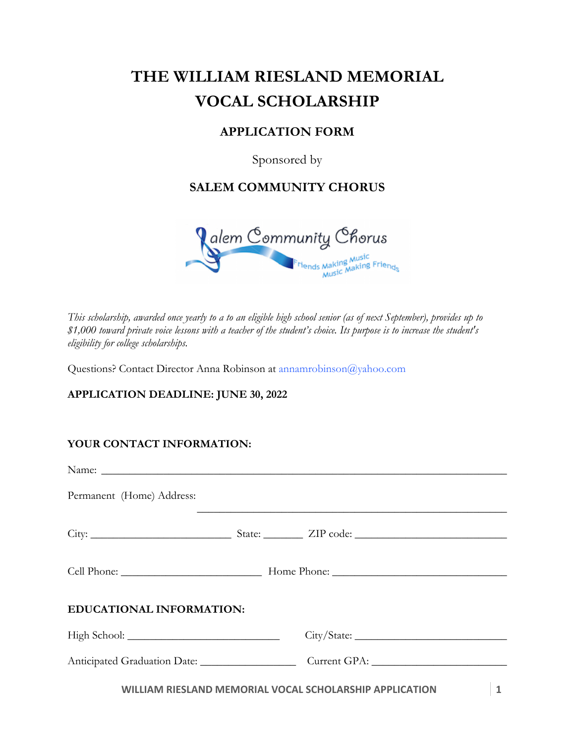# THE WILLIAM RIESLAND MEMORIAL VOCAL SCHOLARSHIP

## APPLICATION FORM

Sponsored by

## SALEM COMMUNITY CHORUS

*This scholarship, awarded once yearly to a to an eligible high school senior (as of next September), provides up to $1,000 toward private voice lessons with a teacher of the student's choice. Its purpose is to increase the student's eligibility for college scholarships.*

Questions? Contact Director Anna Robinson at annamrobinson@yahoo.com

**APPLICATION DEADLINE: JUNE 30, 2022**

**YOUR CONTACT INFORMATION:**

Name: ______________________________________________________________________

Permanent (Home) Address:

______________________________________________________

City: _________________________ State: _______ ZIP code: ___________________________

Cell Phone: _________________________ Home Phone: _____________________________

**EDUCATIONAL INFORMATION:**

High School: ___________________________ City/State: ___________________________

Anticipated Graduation Date: _________________ Current GPA: ______________________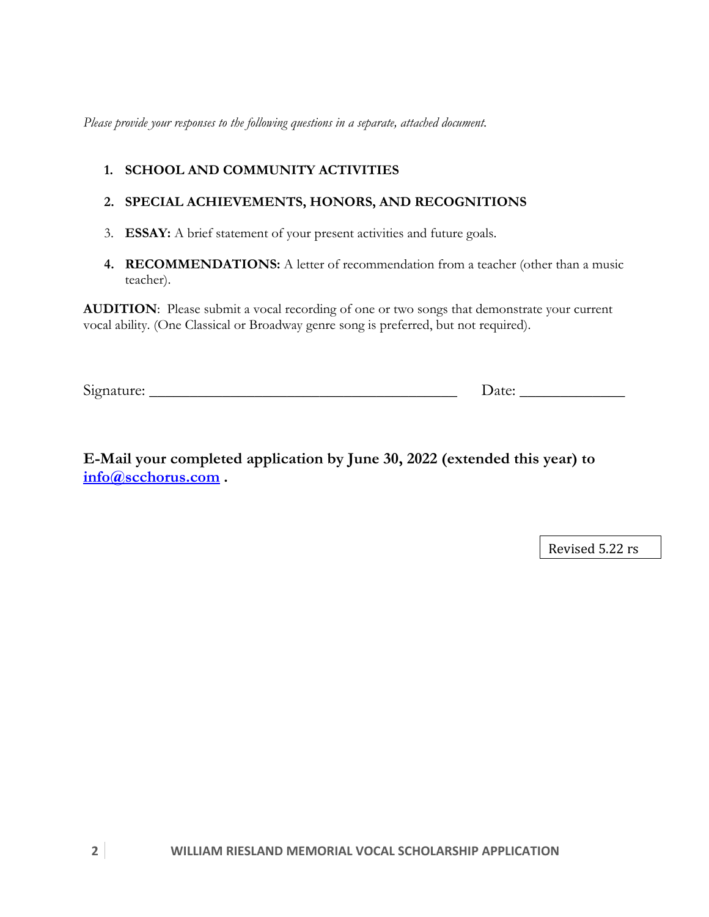*Please provide your responses to the following questions in a separate, attached document.*

1. **SCHOOL AND COMMUNITY ACTIVITIES**
2. **SPECIAL ACHIEVEMENTS, HONORS, AND RECOGNITIONS**
3. **ESSAY:** A brief statement of your present activities and future goals.
4. **RECOMMENDATIONS:** A letter of recommendation from a teacher (other than a music teacher).

**AUDITION**: Please submit a vocal recording of one or two songs that demonstrate your current vocal ability. (One Classical or Broadway genre song is preferred, but not required).

Signature: ________________________________________ Date: ______________

**E-Mail your completed application by June 30, 2022 (extended this year) to [info@scchorus.com](mailto:info@scchorus.com) .**

Revised 5.22 rs